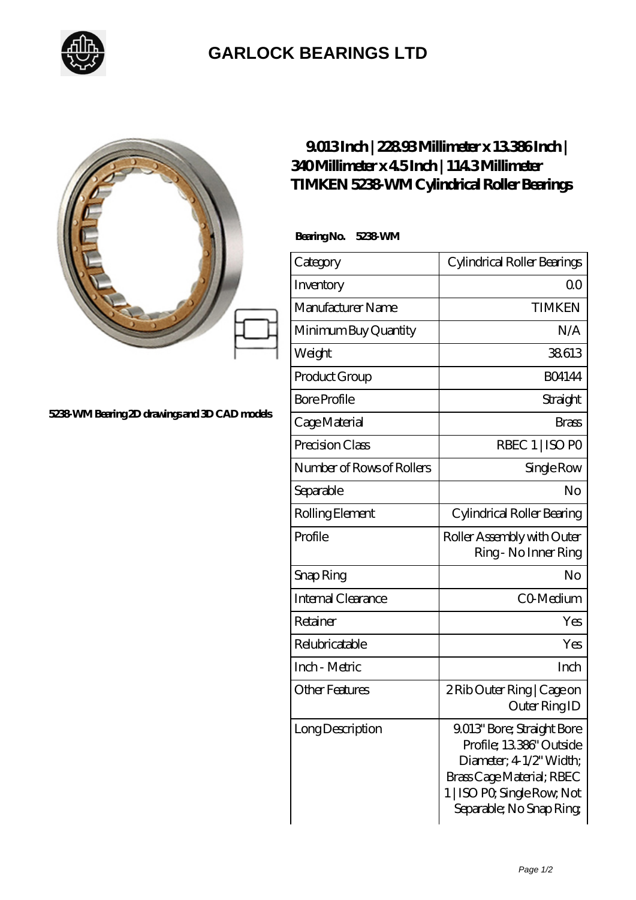## GARLOCK BEARINGS LTD

5238-WM Bearing 2D drawings and 3D CAD models

# 9.013 Inch | 228.93 Millimeter x 13.386 Inch | 340 Millimeter x 4.5 Inch | 114.3 Millimeter TIMKEN 5238-WM Cylindrical Roller Bearings

**Bearing No. 5238-WM**

| Category | Cylindrical Roller Bearings |
|---|---|
| Inventory | 0.0 |
| Manufacturer Name | TIMKEN |
| Minimum Buy Quantity | N/A |
| Weight | 38.613 |
| Product Group | B04144 |
| Bore Profile | Straight |
| Cage Material | Brass |
| Precision Class | RBEC 1 \| ISO P0 |
| Number of Rows of Rollers | Single Row |
| Separable | No |
| Rolling Element | Cylindrical Roller Bearing |
| Profile | Roller Assembly with Outer Ring - No Inner Ring |
| Snap Ring | No |
| Internal Clearance | C0-Medium |
| Retainer | Yes |
| Relubricatable | Yes |
| Inch - Metric | Inch |
| Other Features | 2 Rib Outer Ring \| Cage on Outer Ring ID |
| Long Description | 9.013" Bore; Straight Bore Profile; 13.386" Outside Diameter; 4-1/2" Width; Brass Cage Material; RBEC 1 \| ISO P0; Single Row; Not Separable; No Snap Ring; |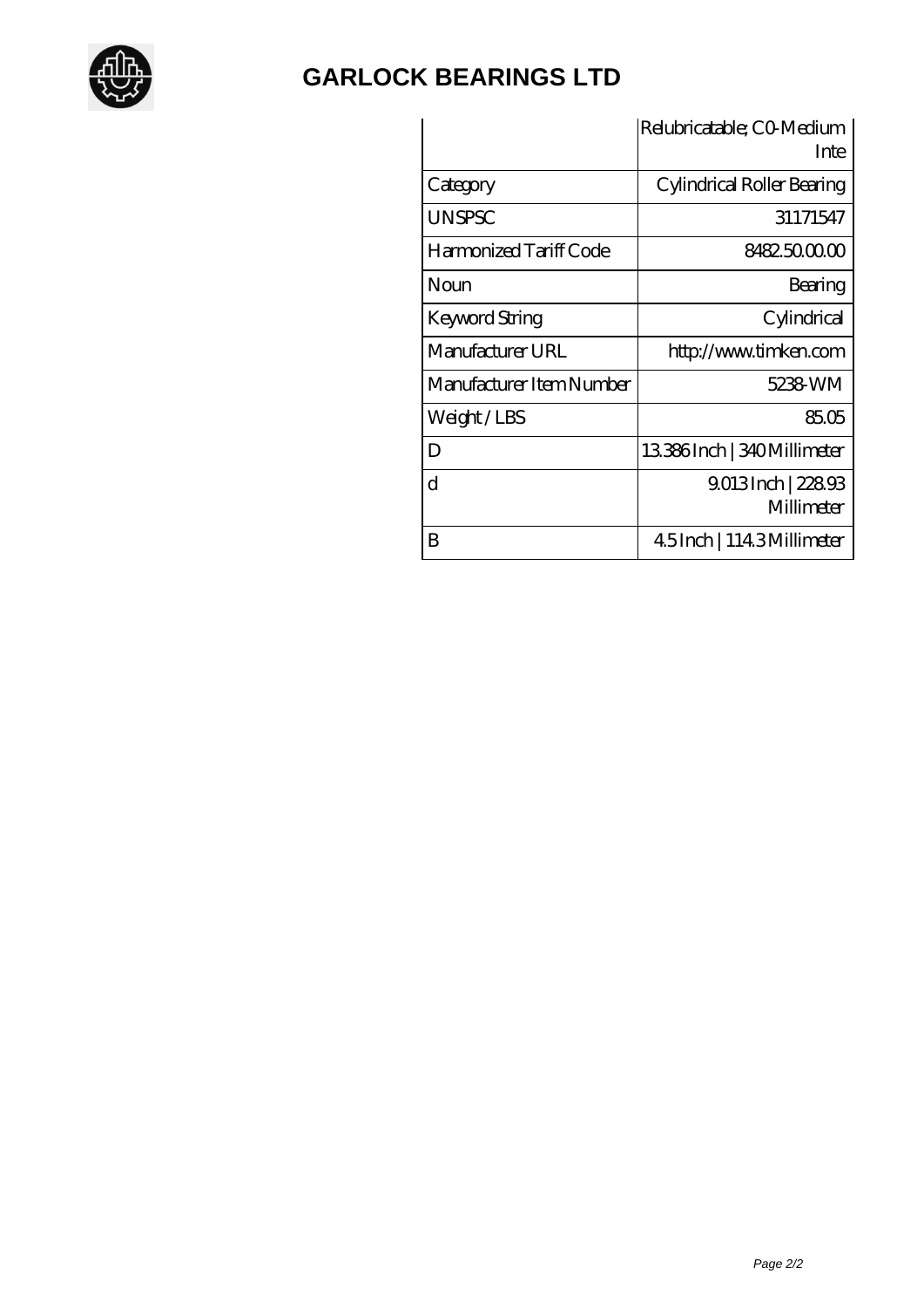# GARLOCK BEARINGS LTD

| | |
|---|---|
| | Relubricatable; C0-Medium Inte |
| Category | Cylindrical Roller Bearing |
| UNSPSC | 31171547 |
| Harmonized Tariff Code | 8482.50.00.00 |
| Noun | Bearing |
| Keyword String | Cylindrical |
| Manufacturer URL | http://www.timken.com |
| Manufacturer Item Number | 5238-WM |
| Weight / LBS | 85.05 |
| D | 13.386 Inch \| 340 Millimeter |
| d | 9.013 Inch \| 228.93 Millimeter |
| B | 4.5 Inch \| 114.3 Millimeter |